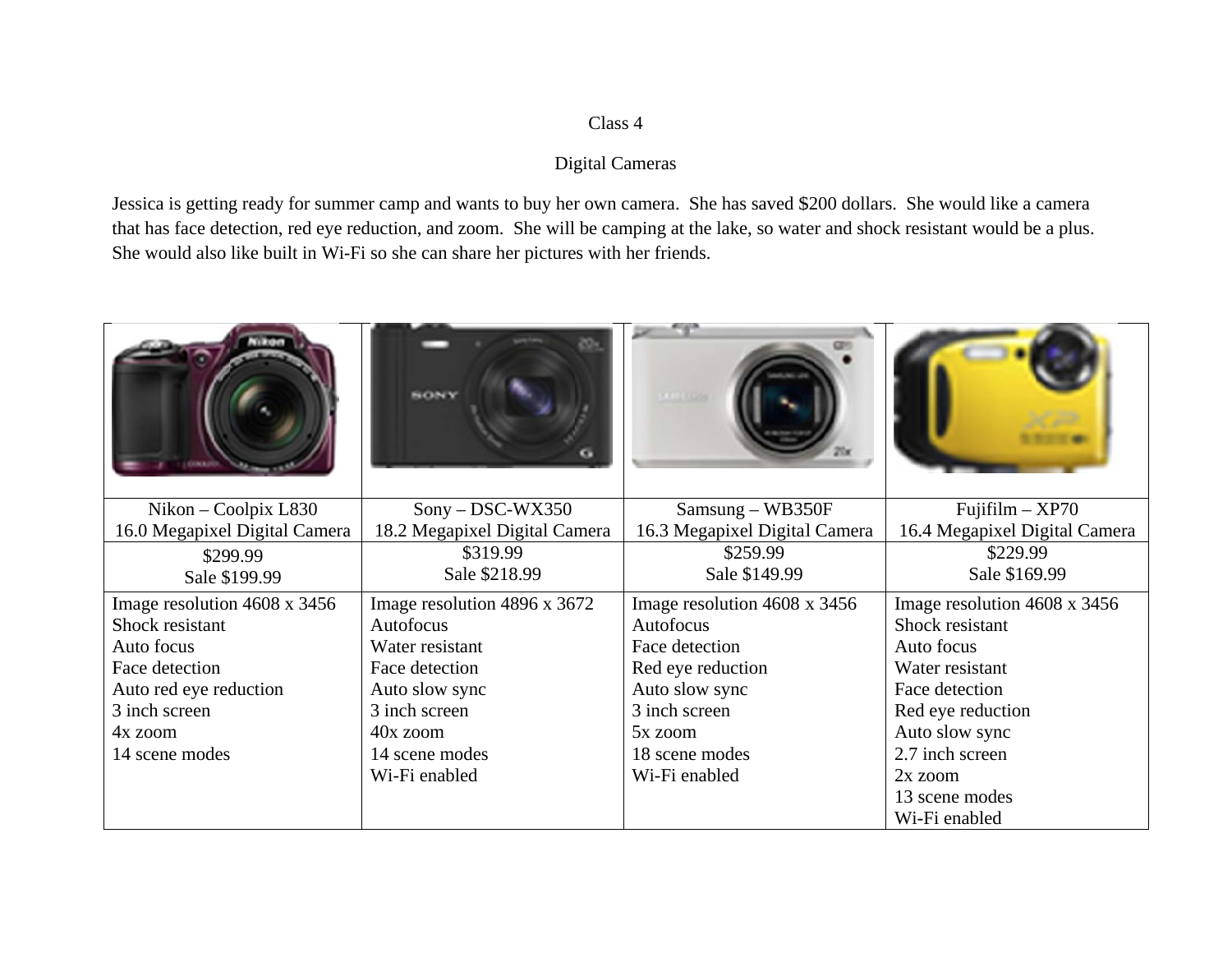Class 4

Digital Cameras

Jessica is getting ready for summer camp and wants to buy her own camera. She has saved $200 dollars. She would like a camera that has face detection, red eye reduction, and zoom. She will be camping at the lake, so water and shock resistant would be a plus. She would also like built in Wi-Fi so she can share her pictures with her friends.

| | | | |
|---|---|---|---|
| Nikon – Coolpix L830<br>16.0 Megapixel Digital Camera | Sony – DSC-WX350<br>18.2 Megapixel Digital Camera | Samsung – WB350F<br>16.3 Megapixel Digital Camera | Fujifilm – XP70<br>16.4 Megapixel Digital Camera |
| $299.99<br>Sale $199.99 | $319.99<br>Sale $218.99 | $259.99<br>Sale $149.99 | $229.99<br>Sale $169.99 |
| Image resolution 4608 x 3456<br>Shock resistant<br>Auto focus<br>Face detection<br>Auto red eye reduction<br>3 inch screen<br>4x zoom<br>14 scene modes | Image resolution 4896 x 3672<br>Autofocus<br>Water resistant<br>Face detection<br>Auto slow sync<br>3 inch screen<br>40x zoom<br>14 scene modes<br>Wi-Fi enabled | Image resolution 4608 x 3456<br>Autofocus<br>Face detection<br>Red eye reduction<br>Auto slow sync<br>3 inch screen<br>5x zoom<br>18 scene modes<br>Wi-Fi enabled | Image resolution 4608 x 3456<br>Shock resistant<br>Auto focus<br>Water resistant<br>Face detection<br>Red eye reduction<br>Auto slow sync<br>2.7 inch screen<br>2x zoom<br>13 scene modes<br>Wi-Fi enabled |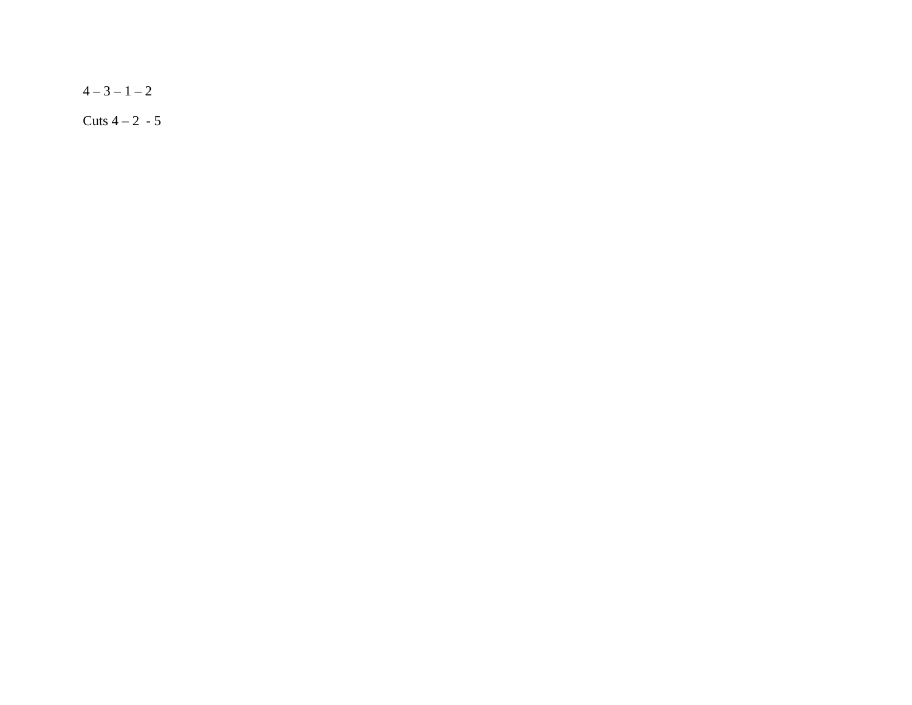4 – 3 – 1 – 2

Cuts 4 – 2  - 5